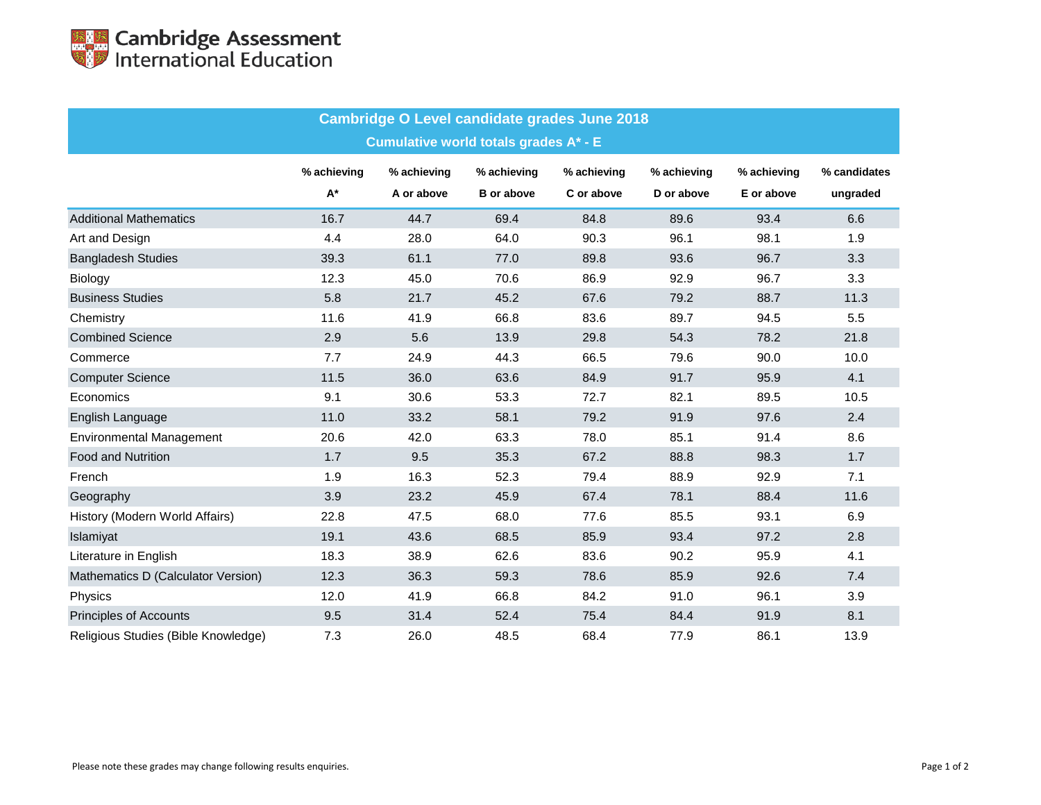Cambridge Assessment International Education

## Cambridge O Level candidate grades June 2018

### Cumulative world totals grades A* - E

| | % achieving A* | % achieving A or above | % achieving B or above | % achieving C or above | % achieving D or above | % achieving E or above | % candidates ungraded |
|---|---|---|---|---|---|---|---|
| Additional Mathematics | 16.7 | 44.7 | 69.4 | 84.8 | 89.6 | 93.4 | 6.6 |
| Art and Design | 4.4 | 28.0 | 64.0 | 90.3 | 96.1 | 98.1 | 1.9 |
| Bangladesh Studies | 39.3 | 61.1 | 77.0 | 89.8 | 93.6 | 96.7 | 3.3 |
| Biology | 12.3 | 45.0 | 70.6 | 86.9 | 92.9 | 96.7 | 3.3 |
| Business Studies | 5.8 | 21.7 | 45.2 | 67.6 | 79.2 | 88.7 | 11.3 |
| Chemistry | 11.6 | 41.9 | 66.8 | 83.6 | 89.7 | 94.5 | 5.5 |
| Combined Science | 2.9 | 5.6 | 13.9 | 29.8 | 54.3 | 78.2 | 21.8 |
| Commerce | 7.7 | 24.9 | 44.3 | 66.5 | 79.6 | 90.0 | 10.0 |
| Computer Science | 11.5 | 36.0 | 63.6 | 84.9 | 91.7 | 95.9 | 4.1 |
| Economics | 9.1 | 30.6 | 53.3 | 72.7 | 82.1 | 89.5 | 10.5 |
| English Language | 11.0 | 33.2 | 58.1 | 79.2 | 91.9 | 97.6 | 2.4 |
| Environmental Management | 20.6 | 42.0 | 63.3 | 78.0 | 85.1 | 91.4 | 8.6 |
| Food and Nutrition | 1.7 | 9.5 | 35.3 | 67.2 | 88.8 | 98.3 | 1.7 |
| French | 1.9 | 16.3 | 52.3 | 79.4 | 88.9 | 92.9 | 7.1 |
| Geography | 3.9 | 23.2 | 45.9 | 67.4 | 78.1 | 88.4 | 11.6 |
| History (Modern World Affairs) | 22.8 | 47.5 | 68.0 | 77.6 | 85.5 | 93.1 | 6.9 |
| Islamiyat | 19.1 | 43.6 | 68.5 | 85.9 | 93.4 | 97.2 | 2.8 |
| Literature in English | 18.3 | 38.9 | 62.6 | 83.6 | 90.2 | 95.9 | 4.1 |
| Mathematics D (Calculator Version) | 12.3 | 36.3 | 59.3 | 78.6 | 85.9 | 92.6 | 7.4 |
| Physics | 12.0 | 41.9 | 66.8 | 84.2 | 91.0 | 96.1 | 3.9 |
| Principles of Accounts | 9.5 | 31.4 | 52.4 | 75.4 | 84.4 | 91.9 | 8.1 |
| Religious Studies (Bible Knowledge) | 7.3 | 26.0 | 48.5 | 68.4 | 77.9 | 86.1 | 13.9 |

Please note these grades may change following results enquiries.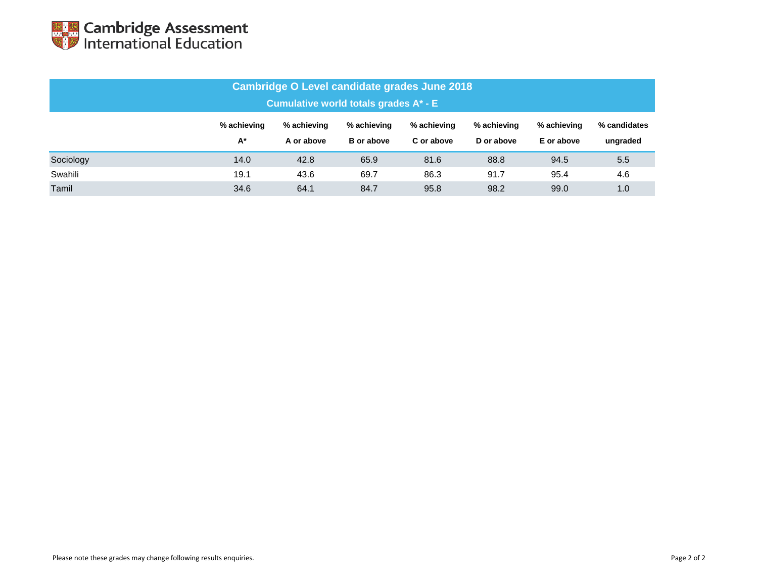## Cambridge O Level candidate grades June 2018

### Cumulative world totals grades A* - E

| | % achieving A* | % achieving A or above | % achieving B or above | % achieving C or above | % achieving D or above | % achieving E or above | % candidates ungraded |
|---|---|---|---|---|---|---|---|
| Sociology | 14.0 | 42.8 | 65.9 | 81.6 | 88.8 | 94.5 | 5.5 |
| Swahili | 19.1 | 43.6 | 69.7 | 86.3 | 91.7 | 95.4 | 4.6 |
| Tamil | 34.6 | 64.1 | 84.7 | 95.8 | 98.2 | 99.0 | 1.0 |

Please note these grades may change following results enquiries.